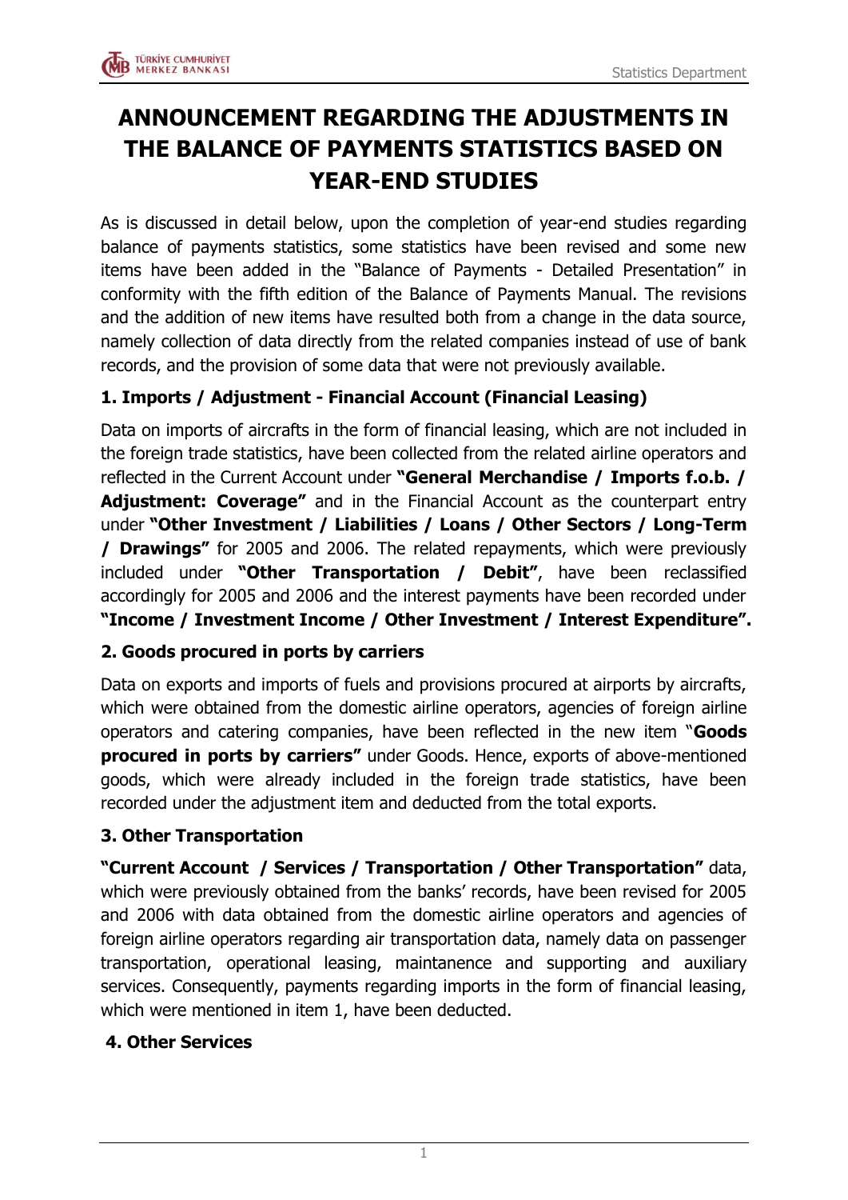# ANNOUNCEMENT REGARDING THE ADJUSTMENTS IN THE BALANCE OF PAYMENTS STATISTICS BASED ON YEAR-END STUDIES

As is discussed in detail below, upon the completion of year-end studies regarding balance of payments statistics, some statistics have been revised and some new items have been added in the "Balance of Payments - Detailed Presentation" in conformity with the fifth edition of the Balance of Payments Manual. The revisions and the addition of new items have resulted both from a change in the data source, namely collection of data directly from the related companies instead of use of bank records, and the provision of some data that were not previously available.

### 1. Imports / Adjustment - Financial Account (Financial Leasing)

Data on imports of aircrafts in the form of financial leasing, which are not included in the foreign trade statistics, have been collected from the related airline operators and reflected in the Current Account under **"General Merchandise / Imports f.o.b. / Adjustment: Coverage"** and in the Financial Account as the counterpart entry under **"Other Investment / Liabilities / Loans / Other Sectors / Long-Term / Drawings"** for 2005 and 2006. The related repayments, which were previously included under **"Other Transportation / Debit"**, have been reclassified accordingly for 2005 and 2006 and the interest payments have been recorded under **"Income / Investment Income / Other Investment / Interest Expenditure".**

### 2. Goods procured in ports by carriers

Data on exports and imports of fuels and provisions procured at airports by aircrafts, which were obtained from the domestic airline operators, agencies of foreign airline operators and catering companies, have been reflected in the new item "**Goods procured in ports by carriers"** under Goods. Hence, exports of above-mentioned goods, which were already included in the foreign trade statistics, have been recorded under the adjustment item and deducted from the total exports.

### 3. Other Transportation

**"Current Account / Services / Transportation / Other Transportation"** data, which were previously obtained from the banks' records, have been revised for 2005 and 2006 with data obtained from the domestic airline operators and agencies of foreign airline operators regarding air transportation data, namely data on passenger transportation, operational leasing, maintanence and supporting and auxiliary services. Consequently, payments regarding imports in the form of financial leasing, which were mentioned in item 1, have been deducted.

### 4. Other Services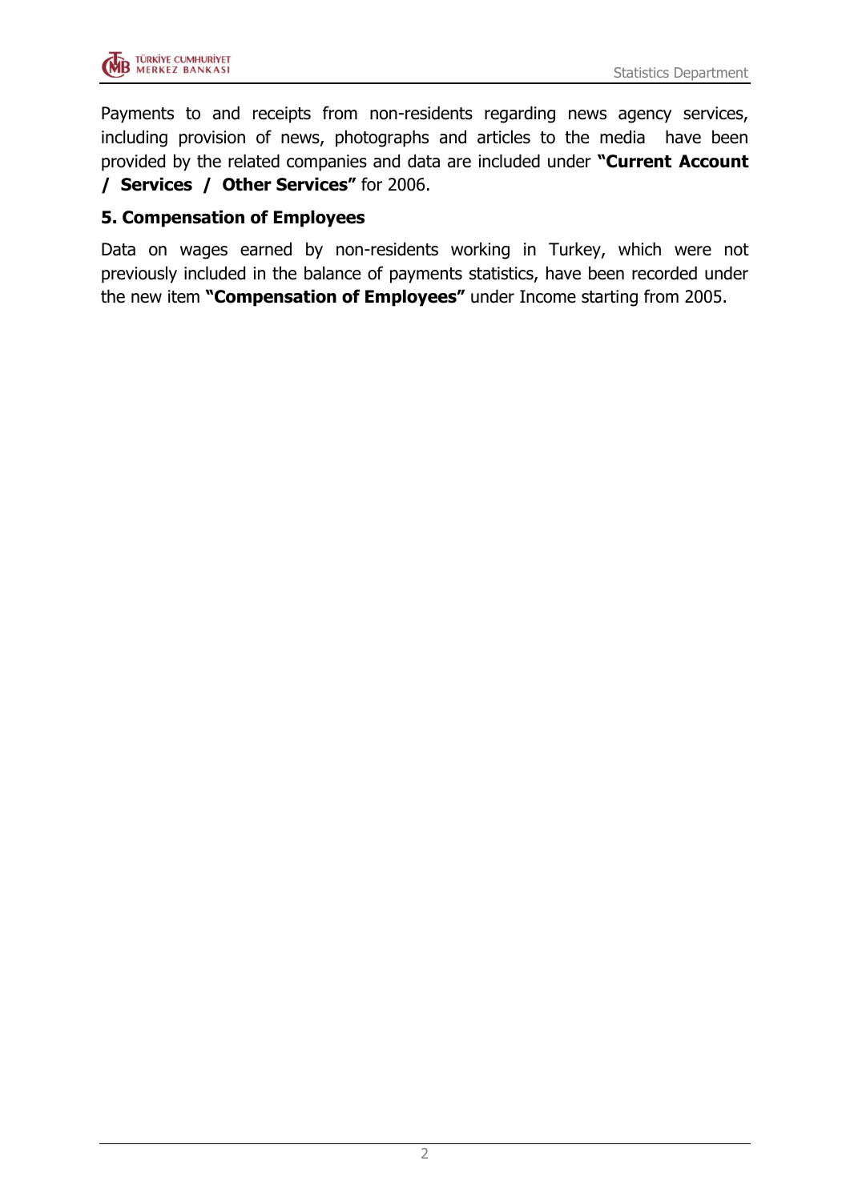Payments to and receipts from non-residents regarding news agency services, including provision of news, photographs and articles to the media have been provided by the related companies and data are included under **"Current Account / Services / Other Services"** for 2006.

## 5. Compensation of Employees

Data on wages earned by non-residents working in Turkey, which were not previously included in the balance of payments statistics, have been recorded under the new item **"Compensation of Employees"** under Income starting from 2005.